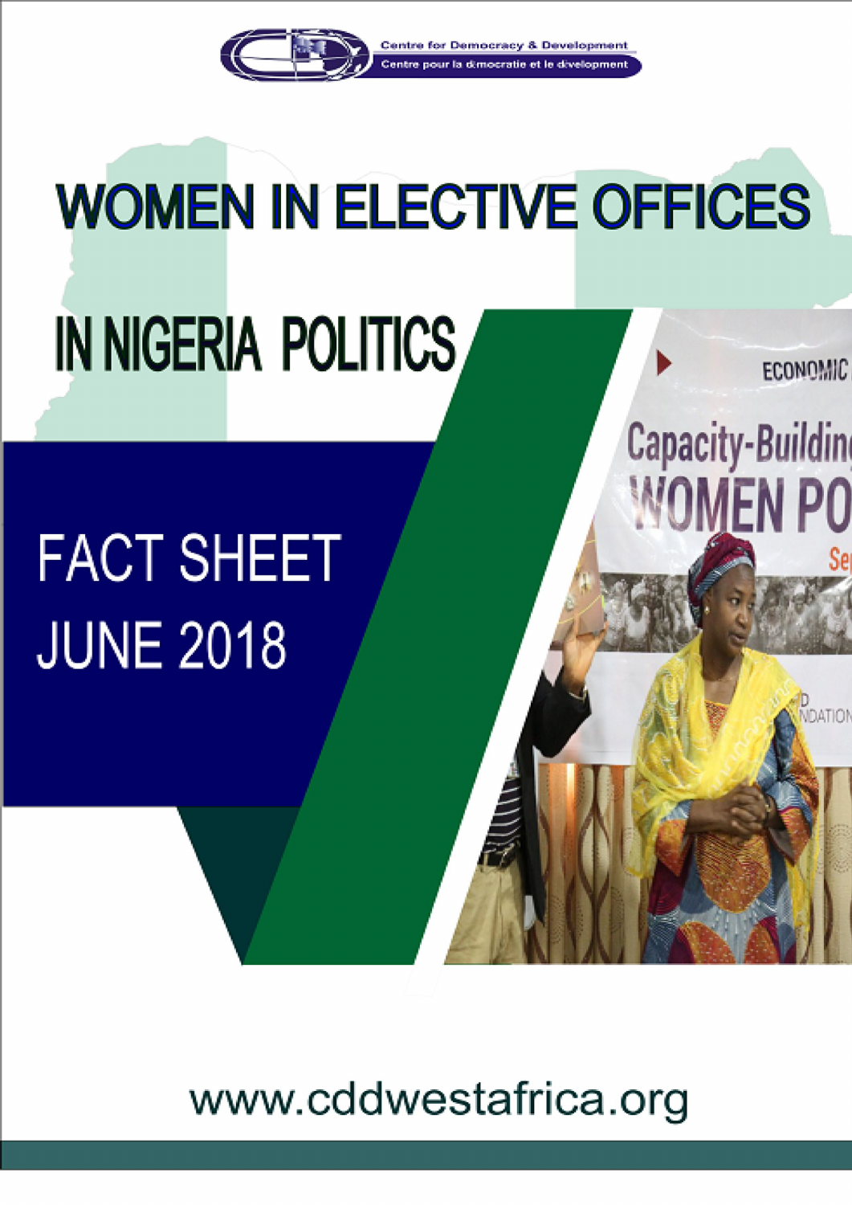Centre for Democracy & Development

Centre pour la démocratie et le développement

# WOMEN IN ELECTIVE OFFICES IN NIGERIA POLITICS

## FACT SHEET JUNE 2018

www.cddwestafrica.org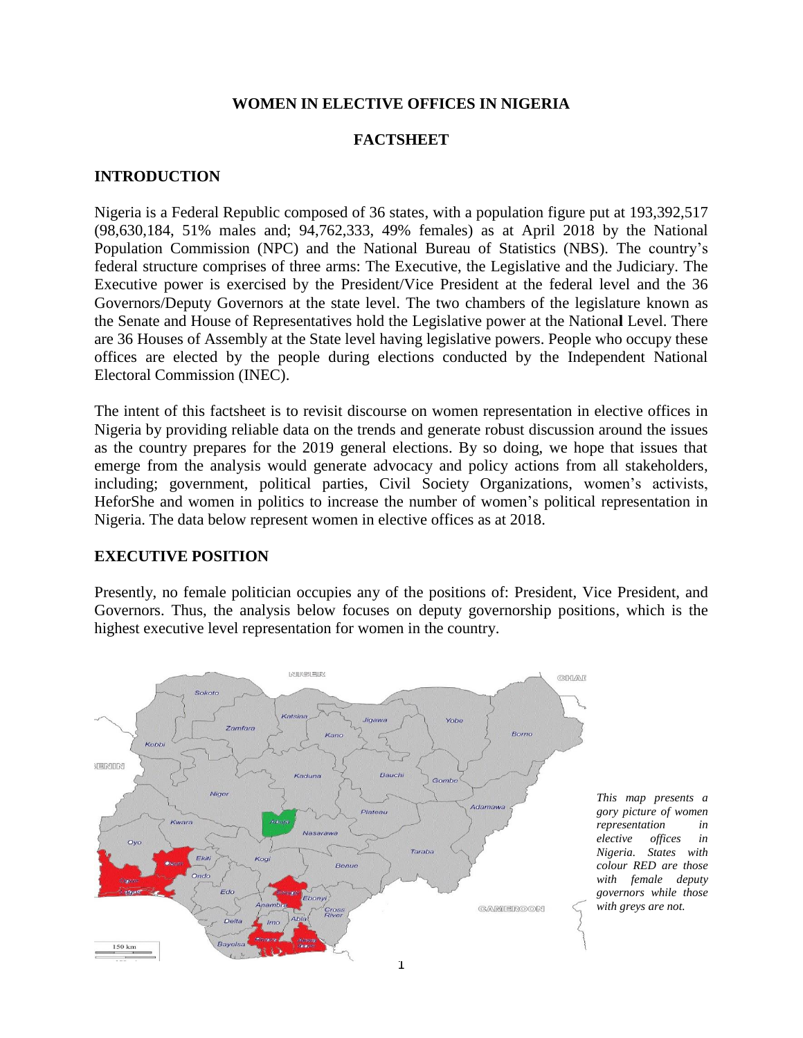**WOMEN IN ELECTIVE OFFICES IN NIGERIA**

**FACTSHEET**

## INTRODUCTION

Nigeria is a Federal Republic composed of 36 states, with a population figure put at 193,392,517 (98,630,184, 51% males and; 94,762,333, 49% females) as at April 2018 by the National Population Commission (NPC) and the National Bureau of Statistics (NBS). The country's federal structure comprises of three arms: The Executive, the Legislative and the Judiciary. The Executive power is exercised by the President/Vice President at the federal level and the 36 Governors/Deputy Governors at the state level. The two chambers of the legislature known as the Senate and House of Representatives hold the Legislative power at the National Level. There are 36 Houses of Assembly at the State level having legislative powers. People who occupy these offices are elected by the people during elections conducted by the Independent National Electoral Commission (INEC).

The intent of this factsheet is to revisit discourse on women representation in elective offices in Nigeria by providing reliable data on the trends and generate robust discussion around the issues as the country prepares for the 2019 general elections. By so doing, we hope that issues that emerge from the analysis would generate advocacy and policy actions from all stakeholders, including; government, political parties, Civil Society Organizations, women's activists, HeforShe and women in politics to increase the number of women's political representation in Nigeria. The data below represent women in elective offices as at 2018.

## EXECUTIVE POSITION

Presently, no female politician occupies any of the positions of: President, Vice President, and Governors. Thus, the analysis below focuses on deputy governorship positions, which is the highest executive level representation for women in the country.

*This map presents a gory picture of women representation in elective offices in Nigeria. States with colour RED are those with female deputy governors while those with greys are not.*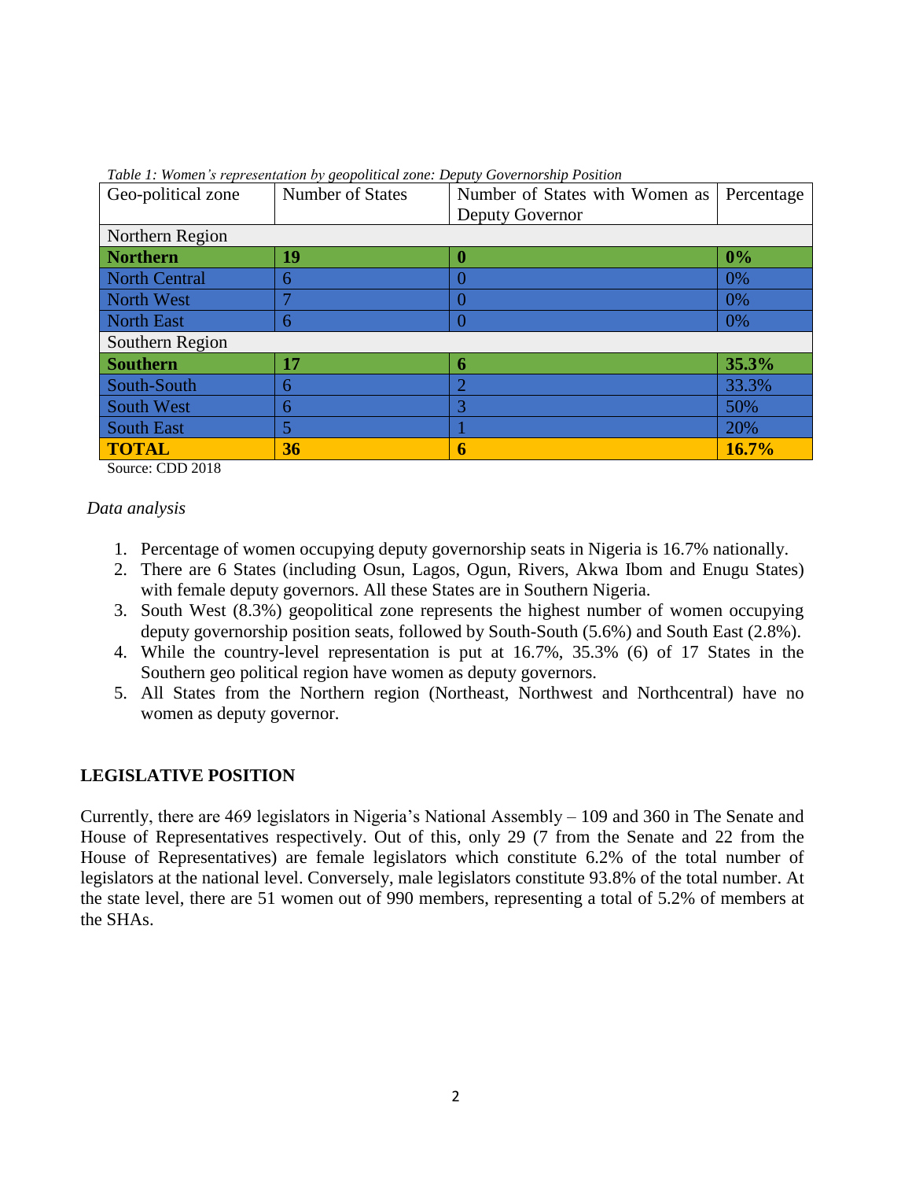*Table 1: Women's representation by geopolitical zone: Deputy Governorship Position*

| Geo-political zone | Number of States | Number of States with Women as Deputy Governor | Percentage |
|---|---|---|---|
| Northern Region | | | |
| **Northern** | **19** | **0** | **0%** |
| North Central | 6 | 0 | 0% |
| North West | 7 | 0 | 0% |
| North East | 6 | 0 | 0% |
| Southern Region | | | |
| **Southern** | **17** | **6** | **35.3%** |
| South-South | 6 | 2 | 33.3% |
| South West | 6 | 3 | 50% |
| South East | 5 | 1 | 20% |
| **TOTAL** | **36** | **6** | **16.7%** |

Source: CDD 2018

*Data analysis*

1. Percentage of women occupying deputy governorship seats in Nigeria is 16.7% nationally.
2. There are 6 States (including Osun, Lagos, Ogun, Rivers, Akwa Ibom and Enugu States) with female deputy governors. All these States are in Southern Nigeria.
3. South West (8.3%) geopolitical zone represents the highest number of women occupying deputy governorship position seats, followed by South-South (5.6%) and South East (2.8%).
4. While the country-level representation is put at 16.7%, 35.3% (6) of 17 States in the Southern geo political region have women as deputy governors.
5. All States from the Northern region (Northeast, Northwest and Northcentral) have no women as deputy governor.

## LEGISLATIVE POSITION

Currently, there are 469 legislators in Nigeria's National Assembly – 109 and 360 in The Senate and House of Representatives respectively. Out of this, only 29 (7 from the Senate and 22 from the House of Representatives) are female legislators which constitute 6.2% of the total number of legislators at the national level. Conversely, male legislators constitute 93.8% of the total number. At the state level, there are 51 women out of 990 members, representing a total of 5.2% of members at the SHAs.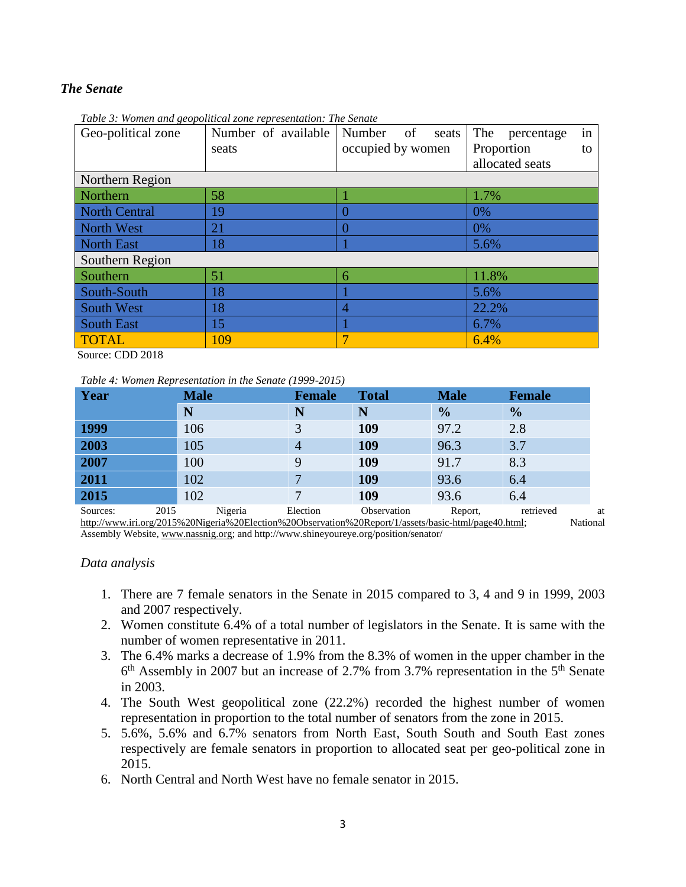### *The Senate*

*Table 3: Women and geopolitical zone representation: The Senate*

| Geo-political zone | Number of available seats | Number of seats occupied by women | The percentage in Proportion to allocated seats |
|---|---|---|---|
| Northern Region | | | |
| Northern | 58 | 1 | 1.7% |
| North Central | 19 | 0 | 0% |
| North West | 21 | 0 | 0% |
| North East | 18 | 1 | 5.6% |
| Southern Region | | | |
| Southern | 51 | 6 | 11.8% |
| South-South | 18 | 1 | 5.6% |
| South West | 18 | 4 | 22.2% |
| South East | 15 | 1 | 6.7% |
| TOTAL | 109 | 7 | 6.4% |

Source: CDD 2018

*Table 4: Women Representation in the Senate (1999-2015)*

| **Year** | **Male** | **Female** | **Total** | **Male** | **Female** |
|---|---|---|---|---|---|
| | **N** | **N** | **N** | **%** | **%** |
| **1999** | 106 | 3 | **109** | 97.2 | 2.8 |
| **2003** | 105 | 4 | **109** | 96.3 | 3.7 |
| **2007** | 100 | 9 | **109** | 91.7 | 8.3 |
| **2011** | 102 | 7 | **109** | 93.6 | 6.4 |
| **2015** | 102 | 7 | **109** | 93.6 | 6.4 |

Sources: 2015 Nigeria Election Observation Report, retrieved at http://www.iri.org/2015%20Nigeria%20Election%20Observation%20Report/1/assets/basic-html/page40.html; National Assembly Website, www.nassnig.org; and http://www.shineyoureye.org/position/senator/

*Data analysis*

1. There are 7 female senators in the Senate in 2015 compared to 3, 4 and 9 in 1999, 2003 and 2007 respectively.
2. Women constitute 6.4% of a total number of legislators in the Senate. It is same with the number of women representative in 2011.
3. The 6.4% marks a decrease of 1.9% from the 8.3% of women in the upper chamber in the 6th Assembly in 2007 but an increase of 2.7% from 3.7% representation in the 5th Senate in 2003.
4. The South West geopolitical zone (22.2%) recorded the highest number of women representation in proportion to the total number of senators from the zone in 2015.
5. 5.6%, 5.6% and 6.7% senators from North East, South South and South East zones respectively are female senators in proportion to allocated seat per geo-political zone in 2015.
6. North Central and North West have no female senator in 2015.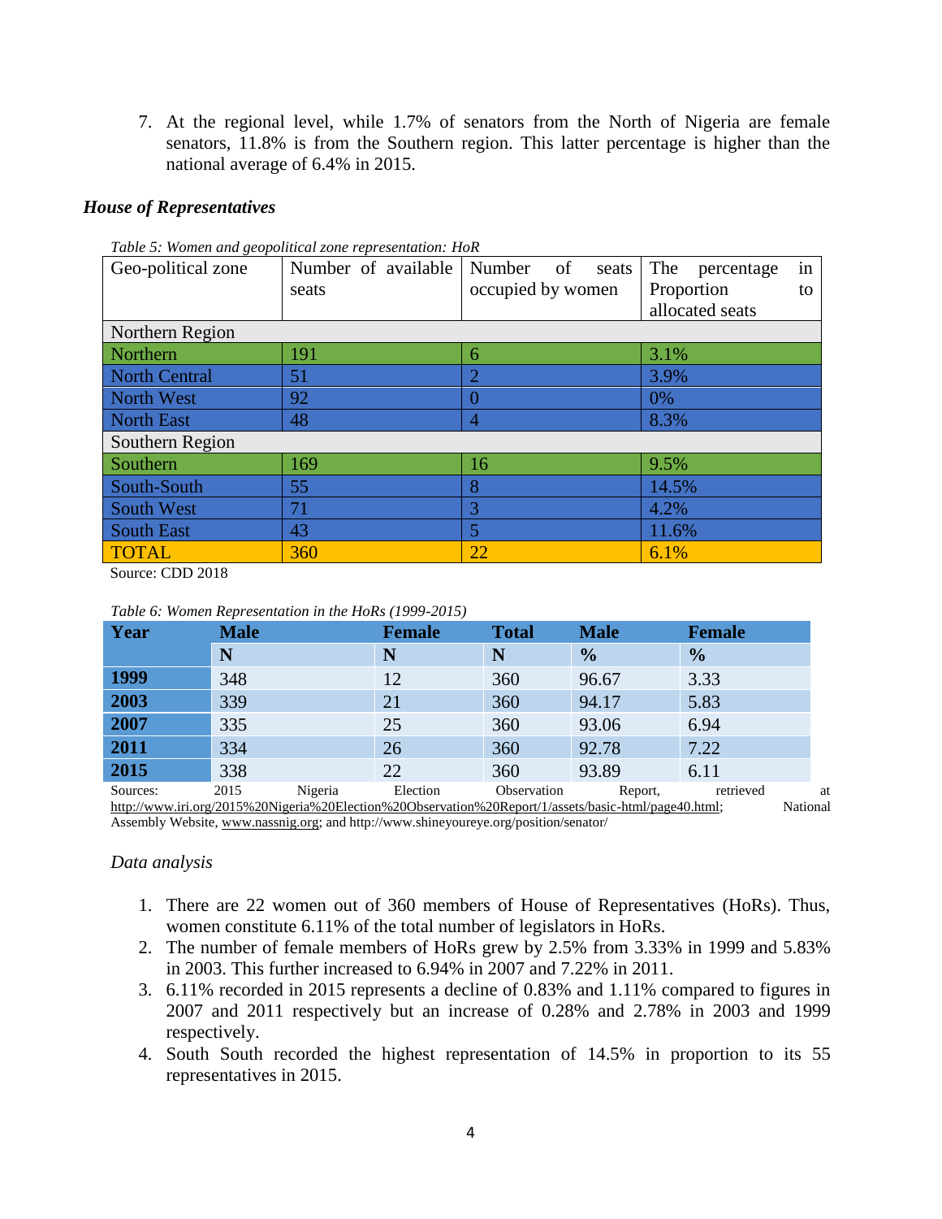7. At the regional level, while 1.7% of senators from the North of Nigeria are female senators, 11.8% is from the Southern region. This latter percentage is higher than the national average of 6.4% in 2015.

### *House of Representatives*

*Table 5: Women and geopolitical zone representation: HoR*

| Geo-political zone | Number of available seats | Number of seats occupied by women | The percentage in Proportion to allocated seats |
|---|---|---|---|
| Northern Region | | | |
| Northern | 191 | 6 | 3.1% |
| North Central | 51 | 2 | 3.9% |
| North West | 92 | 0 | 0% |
| North East | 48 | 4 | 8.3% |
| Southern Region | | | |
| Southern | 169 | 16 | 9.5% |
| South-South | 55 | 8 | 14.5% |
| South West | 71 | 3 | 4.2% |
| South East | 43 | 5 | 11.6% |
| TOTAL | 360 | 22 | 6.1% |

Source: CDD 2018

*Table 6: Women Representation in the HoRs (1999-2015)*

| Year | Male | Female | Total | Male | Female |
|---|---|---|---|---|---|
| | N | N | N | % | % |
| 1999 | 348 | 12 | 360 | 96.67 | 3.33 |
| 2003 | 339 | 21 | 360 | 94.17 | 5.83 |
| 2007 | 335 | 25 | 360 | 93.06 | 6.94 |
| 2011 | 334 | 26 | 360 | 92.78 | 7.22 |
| 2015 | 338 | 22 | 360 | 93.89 | 6.11 |

Sources: 2015 Nigeria Election Observation Report, retrieved at http://www.iri.org/2015%20Nigeria%20Election%20Observation%20Report/1/assets/basic-html/page40.html; National Assembly Website, www.nassnig.org; and http://www.shineyoureye.org/position/senator/

*Data analysis*

1. There are 22 women out of 360 members of House of Representatives (HoRs). Thus, women constitute 6.11% of the total number of legislators in HoRs.
2. The number of female members of HoRs grew by 2.5% from 3.33% in 1999 and 5.83% in 2003. This further increased to 6.94% in 2007 and 7.22% in 2011.
3. 6.11% recorded in 2015 represents a decline of 0.83% and 1.11% compared to figures in 2007 and 2011 respectively but an increase of 0.28% and 2.78% in 2003 and 1999 respectively.
4. South South recorded the highest representation of 14.5% in proportion to its 55 representatives in 2015.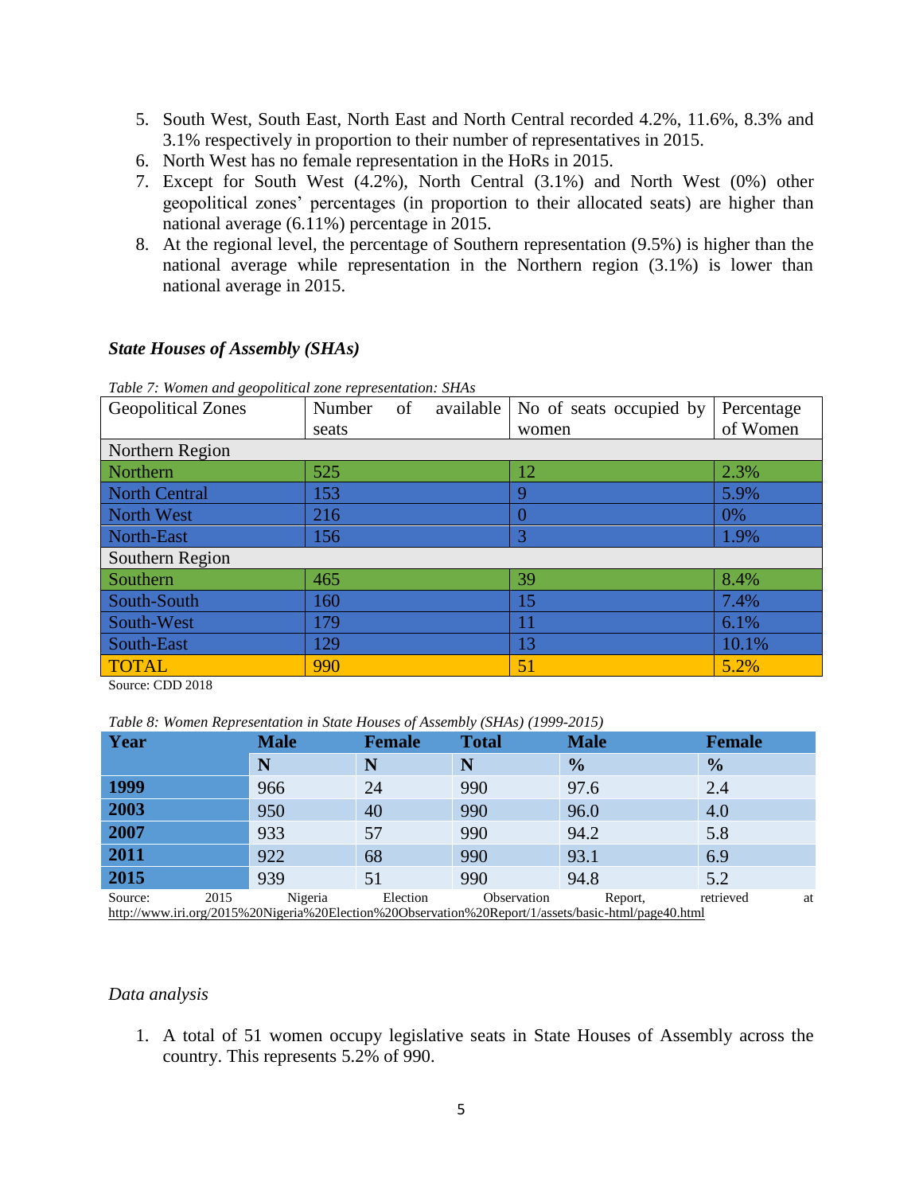5. South West, South East, North East and North Central recorded 4.2%, 11.6%, 8.3% and 3.1% respectively in proportion to their number of representatives in 2015.
6. North West has no female representation in the HoRs in 2015.
7. Except for South West (4.2%), North Central (3.1%) and North West (0%) other geopolitical zones' percentages (in proportion to their allocated seats) are higher than national average (6.11%) percentage in 2015.
8. At the regional level, the percentage of Southern representation (9.5%) is higher than the national average while representation in the Northern region (3.1%) is lower than national average in 2015.

### *State Houses of Assembly (SHAs)*

*Table 7: Women and geopolitical zone representation: SHAs*

| Geopolitical Zones | Number of available seats | No of seats occupied by women | Percentage of Women |
|---|---|---|---|
| Northern Region | | | |
| Northern | 525 | 12 | 2.3% |
| North Central | 153 | 9 | 5.9% |
| North West | 216 | 0 | 0% |
| North-East | 156 | 3 | 1.9% |
| Southern Region | | | |
| Southern | 465 | 39 | 8.4% |
| South-South | 160 | 15 | 7.4% |
| South-West | 179 | 11 | 6.1% |
| South-East | 129 | 13 | 10.1% |
| TOTAL | 990 | 51 | 5.2% |

Source: CDD 2018

*Table 8: Women Representation in State Houses of Assembly (SHAs) (1999-2015)*

| Year | Male | Female | Total | Male | Female |
|---|---|---|---|---|---|
| | N | N | N | % | % |
| 1999 | 966 | 24 | 990 | 97.6 | 2.4 |
| 2003 | 950 | 40 | 990 | 96.0 | 4.0 |
| 2007 | 933 | 57 | 990 | 94.2 | 5.8 |
| 2011 | 922 | 68 | 990 | 93.1 | 6.9 |
| 2015 | 939 | 51 | 990 | 94.8 | 5.2 |

Source: 2015 Nigeria Election Observation Report, retrieved at http://www.iri.org/2015%20Nigeria%20Election%20Observation%20Report/1/assets/basic-html/page40.html

*Data analysis*

1. A total of 51 women occupy legislative seats in State Houses of Assembly across the country. This represents 5.2% of 990.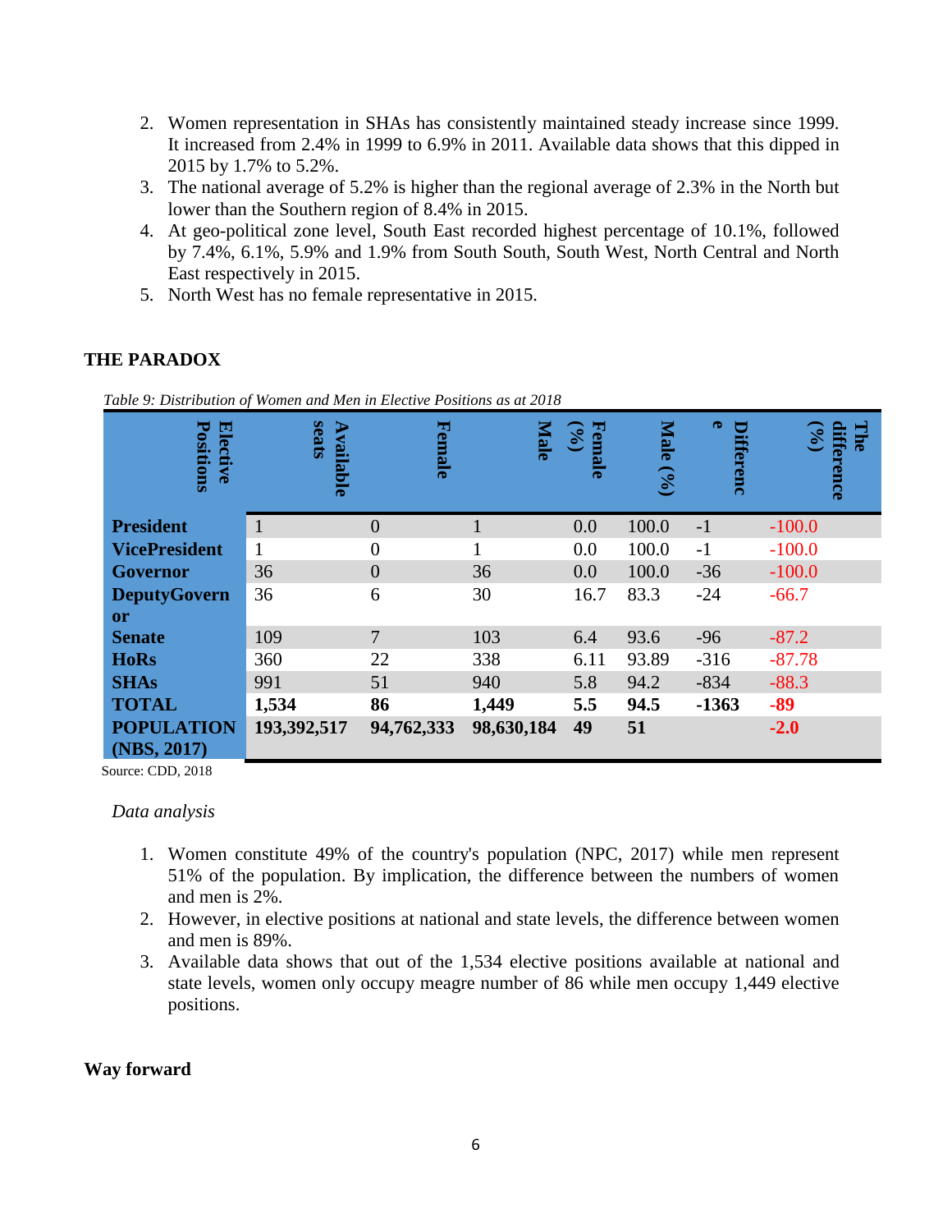2. Women representation in SHAs has consistently maintained steady increase since 1999. It increased from 2.4% in 1999 to 6.9% in 2011. Available data shows that this dipped in 2015 by 1.7% to 5.2%.
3. The national average of 5.2% is higher than the regional average of 2.3% in the North but lower than the Southern region of 8.4% in 2015.
4. At geo-political zone level, South East recorded highest percentage of 10.1%, followed by 7.4%, 6.1%, 5.9% and 1.9% from South South, South West, North Central and North East respectively in 2015.
5. North West has no female representative in 2015.

## THE PARADOX

*Table 9: Distribution of Women and Men in Elective Positions as at 2018*

| Elective Positions | Available seats | Female | Male | Female (%) | Male (%) | Difference | The difference (%) |
|---|---|---|---|---|---|---|---|
| **President** | 1 | 0 | 1 | 0.0 | 100.0 | -1 | -100.0 |
| **VicePresident** | 1 | 0 | 1 | 0.0 | 100.0 | -1 | -100.0 |
| **Governor** | 36 | 0 | 36 | 0.0 | 100.0 | -36 | -100.0 |
| **DeputyGovernor** | 36 | 6 | 30 | 16.7 | 83.3 | -24 | -66.7 |
| **Senate** | 109 | 7 | 103 | 6.4 | 93.6 | -96 | -87.2 |
| **HoRs** | 360 | 22 | 338 | 6.11 | 93.89 | -316 | -87.78 |
| **SHAs** | 991 | 51 | 940 | 5.8 | 94.2 | -834 | -88.3 |
| **TOTAL** | **1,534** | **86** | **1,449** | **5.5** | **94.5** | **-1363** | **-89** |
| **POPULATION (NBS, 2017)** | **193,392,517** | **94,762,333** | **98,630,184** | **49** | **51** | | **-2.0** |

Source: CDD, 2018

*Data analysis*

1. Women constitute 49% of the country's population (NPC, 2017) while men represent 51% of the population. By implication, the difference between the numbers of women and men is 2%.
2. However, in elective positions at national and state levels, the difference between women and men is 89%.
3. Available data shows that out of the 1,534 elective positions available at national and state levels, women only occupy meagre number of 86 while men occupy 1,449 elective positions.

## Way forward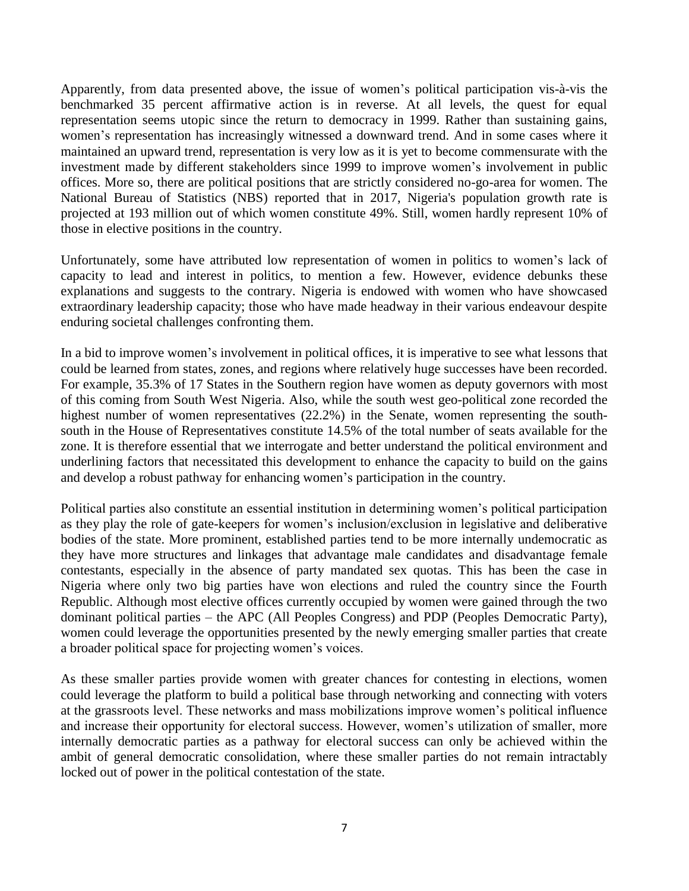Apparently, from data presented above, the issue of women's political participation vis-à-vis the benchmarked 35 percent affirmative action is in reverse. At all levels, the quest for equal representation seems utopic since the return to democracy in 1999. Rather than sustaining gains, women's representation has increasingly witnessed a downward trend. And in some cases where it maintained an upward trend, representation is very low as it is yet to become commensurate with the investment made by different stakeholders since 1999 to improve women's involvement in public offices. More so, there are political positions that are strictly considered no-go-area for women. The National Bureau of Statistics (NBS) reported that in 2017, Nigeria's population growth rate is projected at 193 million out of which women constitute 49%. Still, women hardly represent 10% of those in elective positions in the country.

Unfortunately, some have attributed low representation of women in politics to women's lack of capacity to lead and interest in politics, to mention a few. However, evidence debunks these explanations and suggests to the contrary. Nigeria is endowed with women who have showcased extraordinary leadership capacity; those who have made headway in their various endeavour despite enduring societal challenges confronting them.

In a bid to improve women's involvement in political offices, it is imperative to see what lessons that could be learned from states, zones, and regions where relatively huge successes have been recorded. For example, 35.3% of 17 States in the Southern region have women as deputy governors with most of this coming from South West Nigeria. Also, while the south west geo-political zone recorded the highest number of women representatives (22.2%) in the Senate, women representing the south-south in the House of Representatives constitute 14.5% of the total number of seats available for the zone. It is therefore essential that we interrogate and better understand the political environment and underlining factors that necessitated this development to enhance the capacity to build on the gains and develop a robust pathway for enhancing women's participation in the country.

Political parties also constitute an essential institution in determining women's political participation as they play the role of gate-keepers for women's inclusion/exclusion in legislative and deliberative bodies of the state. More prominent, established parties tend to be more internally undemocratic as they have more structures and linkages that advantage male candidates and disadvantage female contestants, especially in the absence of party mandated sex quotas. This has been the case in Nigeria where only two big parties have won elections and ruled the country since the Fourth Republic. Although most elective offices currently occupied by women were gained through the two dominant political parties – the APC (All Peoples Congress) and PDP (Peoples Democratic Party), women could leverage the opportunities presented by the newly emerging smaller parties that create a broader political space for projecting women's voices.

As these smaller parties provide women with greater chances for contesting in elections, women could leverage the platform to build a political base through networking and connecting with voters at the grassroots level. These networks and mass mobilizations improve women's political influence and increase their opportunity for electoral success. However, women's utilization of smaller, more internally democratic parties as a pathway for electoral success can only be achieved within the ambit of general democratic consolidation, where these smaller parties do not remain intractably locked out of power in the political contestation of the state.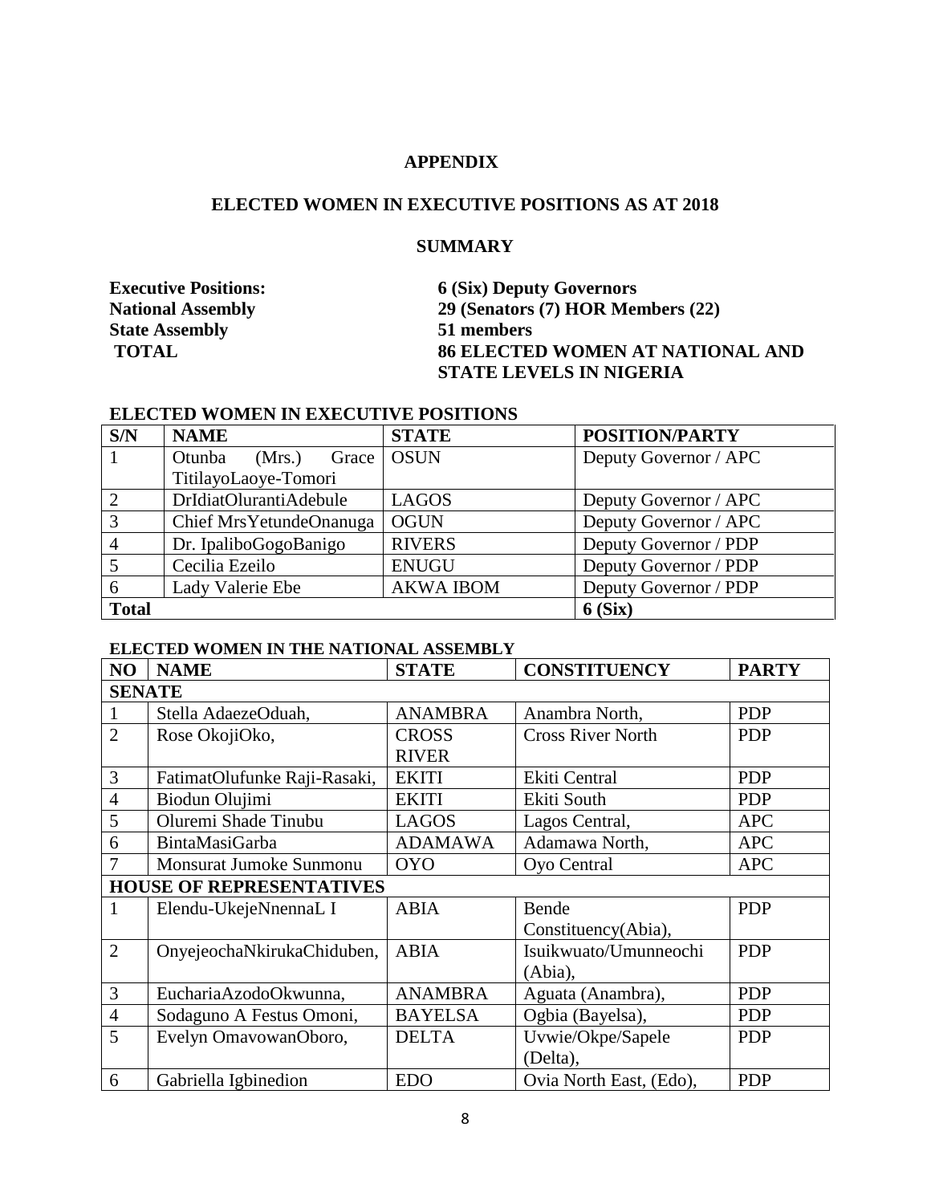## APPENDIX

## ELECTED WOMEN IN EXECUTIVE POSITIONS AS AT 2018

### SUMMARY

| | |
|---|---|
| **Executive Positions:** | **6 (Six) Deputy Governors** |
| **National Assembly** | **29 (Senators (7) HOR Members (22)** |
| **State Assembly** | **51 members** |
| **TOTAL** | **86 ELECTED WOMEN AT NATIONAL AND STATE LEVELS IN NIGERIA** |

### ELECTED WOMEN IN EXECUTIVE POSITIONS

| S/N | NAME | STATE | POSITION/PARTY |
|---|---|---|---|
| 1 | Otunba (Mrs.) Grace TitilayoLaoye-Tomori | OSUN | Deputy Governor / APC |
| 2 | DrIdiatOlurantiAdebule | LAGOS | Deputy Governor / APC |
| 3 | Chief MrsYetundeOnanuga | OGUN | Deputy Governor / APC |
| 4 | Dr. IpaliboGogoBanigo | RIVERS | Deputy Governor / PDP |
| 5 | Cecilia Ezeilo | ENUGU | Deputy Governor / PDP |
| 6 | Lady Valerie Ebe | AKWA IBOM | Deputy Governor / PDP |
| **Total** | | | **6 (Six)** |

### ELECTED WOMEN IN THE NATIONAL ASSEMBLY

| NO | NAME | STATE | CONSTITUENCY | PARTY |
|---|---|---|---|---|
| **SENATE** | | | | |
| 1 | Stella AdaezeOduah, | ANAMBRA | Anambra North, | PDP |
| 2 | Rose OkojiOko, | CROSS RIVER | Cross River North | PDP |
| 3 | FatimatOlufunke Raji-Rasaki, | EKITI | Ekiti Central | PDP |
| 4 | Biodun Olujimi | EKITI | Ekiti South | PDP |
| 5 | Oluremi Shade Tinubu | LAGOS | Lagos Central, | APC |
| 6 | BintaMasiGarba | ADAMAWA | Adamawa North, | APC |
| 7 | Monsurat Jumoke Sunmonu | OYO | Oyo Central | APC |
| **HOUSE OF REPRESENTATIVES** | | | | |
| 1 | Elendu-UkejeNnennaL I | ABIA | Bende Constituency(Abia), | PDP |
| 2 | OnyejeochaNkirukaChiduben, | ABIA | Isuikwuato/Umunneochi (Abia), | PDP |
| 3 | EuchariaAzodoOkwunna, | ANAMBRA | Aguata (Anambra), | PDP |
| 4 | Sodaguno A Festus Omoni, | BAYELSA | Ogbia (Bayelsa), | PDP |
| 5 | Evelyn OmavowanOboro, | DELTA | Uvwie/Okpe/Sapele (Delta), | PDP |
| 6 | Gabriella Igbinedion | EDO | Ovia North East, (Edo), | PDP |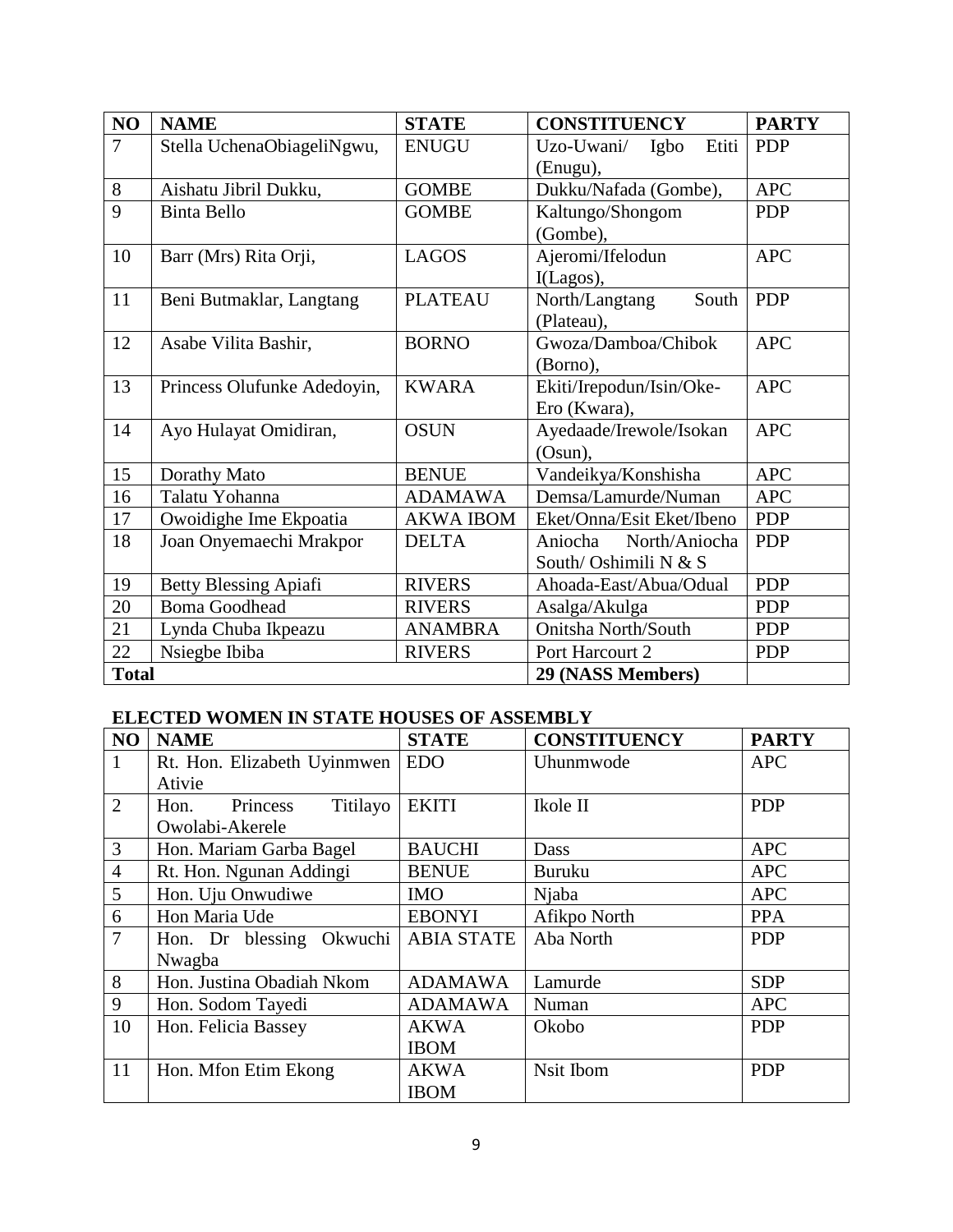| NO | NAME | STATE | CONSTITUENCY | PARTY |
|---|---|---|---|---|
| 7 | Stella UchenaObiageliNgwu, | ENUGU | Uzo-Uwani/ Igbo Etiti (Enugu), | PDP |
| 8 | Aishatu Jibril Dukku, | GOMBE | Dukku/Nafada (Gombe), | APC |
| 9 | Binta Bello | GOMBE | Kaltungo/Shongom (Gombe), | PDP |
| 10 | Barr (Mrs) Rita Orji, | LAGOS | Ajeromi/Ifelodun I(Lagos), | APC |
| 11 | Beni Butmaklar, Langtang | PLATEAU | North/Langtang South (Plateau), | PDP |
| 12 | Asabe Vilita Bashir, | BORNO | Gwoza/Damboa/Chibok (Borno), | APC |
| 13 | Princess Olufunke Adedoyin, | KWARA | Ekiti/Irepodun/Isin/Oke-Ero (Kwara), | APC |
| 14 | Ayo Hulayat Omidiran, | OSUN | Ayedaade/Irewole/Isokan (Osun), | APC |
| 15 | Dorathy Mato | BENUE | Vandeikya/Konshisha | APC |
| 16 | Talatu Yohanna | ADAMAWA | Demsa/Lamurde/Numan | APC |
| 17 | Owoidighe Ime Ekpoatia | AKWA IBOM | Eket/Onna/Esit Eket/Ibeno | PDP |
| 18 | Joan Onyemaechi Mrakpor | DELTA | Aniocha North/Aniocha South/ Oshimili N & S | PDP |
| 19 | Betty Blessing Apiafi | RIVERS | Ahoada-East/Abua/Odual | PDP |
| 20 | Boma Goodhead | RIVERS | Asalga/Akulga | PDP |
| 21 | Lynda Chuba Ikpeazu | ANAMBRA | Onitsha North/South | PDP |
| 22 | Nsiegbe Ibiba | RIVERS | Port Harcourt 2 | PDP |
| **Total** | | | **29 (NASS Members)** | |

**ELECTED WOMEN IN STATE HOUSES OF ASSEMBLY**

| NO | NAME | STATE | CONSTITUENCY | PARTY |
|---|---|---|---|---|
| 1 | Rt. Hon. Elizabeth Uyinmwen Ativie | EDO | Uhunmwode | APC |
| 2 | Hon. Princess Titilayo Owolabi-Akerele | EKITI | Ikole II | PDP |
| 3 | Hon. Mariam Garba Bagel | BAUCHI | Dass | APC |
| 4 | Rt. Hon. Ngunan Addingi | BENUE | Buruku | APC |
| 5 | Hon. Uju Onwudiwe | IMO | Njaba | APC |
| 6 | Hon Maria Ude | EBONYI | Afikpo North | PPA |
| 7 | Hon. Dr blessing Okwuchi Nwagba | ABIA STATE | Aba North | PDP |
| 8 | Hon. Justina Obadiah Nkom | ADAMAWA | Lamurde | SDP |
| 9 | Hon. Sodom Tayedi | ADAMAWA | Numan | APC |
| 10 | Hon. Felicia Bassey | AKWA IBOM | Okobo | PDP |
| 11 | Hon. Mfon Etim Ekong | AKWA IBOM | Nsit Ibom | PDP |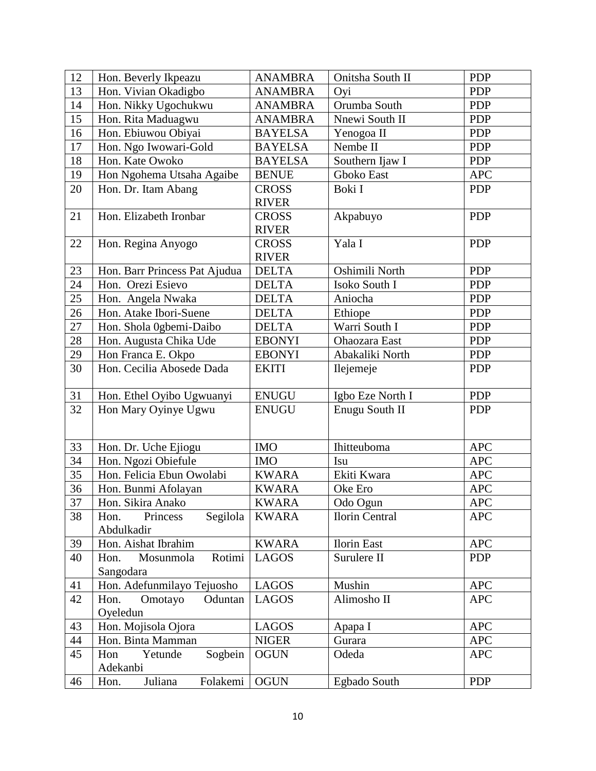| 12 | Hon. Beverly Ikpeazu | ANAMBRA | Onitsha South II | PDP |
|---|---|---|---|---|
| 13 | Hon. Vivian Okadigbo | ANAMBRA | Oyi | PDP |
| 14 | Hon. Nikky Ugochukwu | ANAMBRA | Orumba South | PDP |
| 15 | Hon. Rita Maduagwu | ANAMBRA | Nnewi South II | PDP |
| 16 | Hon. Ebiuwou Obiyai | BAYELSA | Yenogoa II | PDP |
| 17 | Hon. Ngo Iwowari-Gold | BAYELSA | Nembe II | PDP |
| 18 | Hon. Kate Owoko | BAYELSA | Southern Ijaw I | PDP |
| 19 | Hon Ngohema Utsaha Agaibe | BENUE | Gboko East | APC |
| 20 | Hon. Dr. Itam Abang | CROSS RIVER | Boki I | PDP |
| 21 | Hon. Elizabeth Ironbar | CROSS RIVER | Akpabuyo | PDP |
| 22 | Hon. Regina Anyogo | CROSS RIVER | Yala I | PDP |
| 23 | Hon. Barr Princess Pat Ajudua | DELTA | Oshimili North | PDP |
| 24 | Hon. Orezi Esievo | DELTA | Isoko South I | PDP |
| 25 | Hon. Angela Nwaka | DELTA | Aniocha | PDP |
| 26 | Hon. Atake Ibori-Suene | DELTA | Ethiope | PDP |
| 27 | Hon. Shola 0gbemi-Daibo | DELTA | Warri South I | PDP |
| 28 | Hon. Augusta Chika Ude | EBONYI | Ohaozara East | PDP |
| 29 | Hon Franca E. Okpo | EBONYI | Abakaliki North | PDP |
| 30 | Hon. Cecilia Abosede Dada | EKITI | Ilejemeje | PDP |
| 31 | Hon. Ethel Oyibo Ugwuanyi | ENUGU | Igbo Eze North I | PDP |
| 32 | Hon Mary Oyinye Ugwu | ENUGU | Enugu South II | PDP |
| 33 | Hon. Dr. Uche Ejiogu | IMO | Ihitteuboma | APC |
| 34 | Hon. Ngozi Obiefule | IMO | Isu | APC |
| 35 | Hon. Felicia Ebun Owolabi | KWARA | Ekiti Kwara | APC |
| 36 | Hon. Bunmi Afolayan | KWARA | Oke Ero | APC |
| 37 | Hon. Sikira Anako | KWARA | Odo Ogun | APC |
| 38 | Hon. Princess Segilola Abdulkadir | KWARA | Ilorin Central | APC |
| 39 | Hon. Aishat Ibrahim | KWARA | Ilorin East | APC |
| 40 | Hon. Mosunmola Rotimi Sangodara | LAGOS | Surulere II | PDP |
| 41 | Hon. Adefunmilayo Tejuosho | LAGOS | Mushin | APC |
| 42 | Hon. Omotayo Oduntan Oyeledun | LAGOS | Alimosho II | APC |
| 43 | Hon. Mojisola Ojora | LAGOS | Apapa I | APC |
| 44 | Hon. Binta Mamman | NIGER | Gurara | APC |
| 45 | Hon Yetunde Sogbein Adekanbi | OGUN | Odeda | APC |
| 46 | Hon. Juliana Folakemi | OGUN | Egbado South | PDP |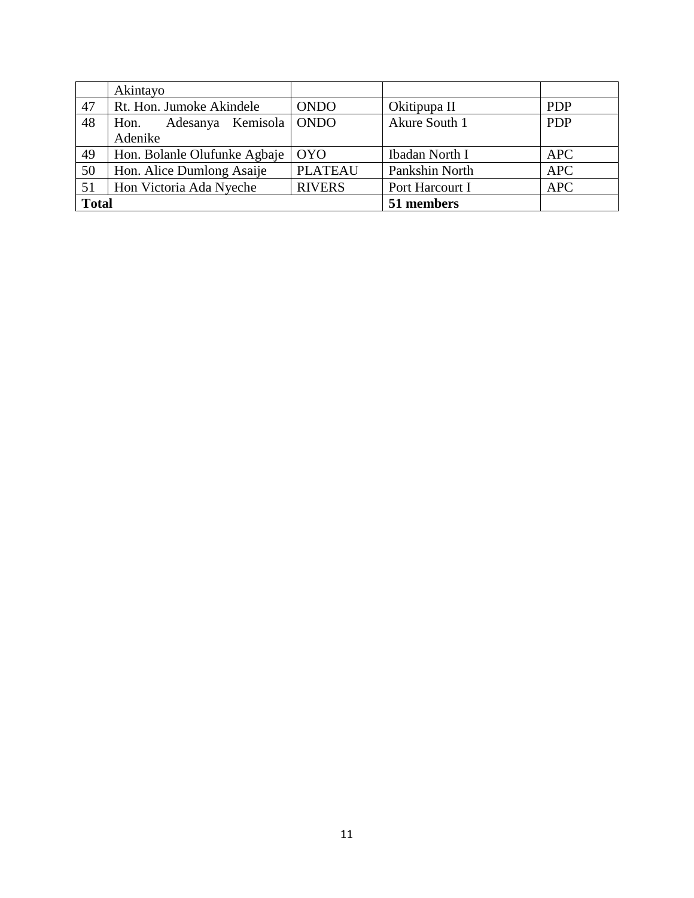| | | | | |
|---|---|---|---|---|
| | Akintayo | | | |
| 47 | Rt. Hon. Jumoke Akindele | ONDO | Okitipupa II | PDP |
| 48 | Hon. Adesanya Kemisola Adenike | ONDO | Akure South 1 | PDP |
| 49 | Hon. Bolanle Olufunke Agbaje | OYO | Ibadan North I | APC |
| 50 | Hon. Alice Dumlong Asaije | PLATEAU | Pankshin North | APC |
| 51 | Hon Victoria Ada Nyeche | RIVERS | Port Harcourt I | APC |
| **Total** | | | **51 members** | |